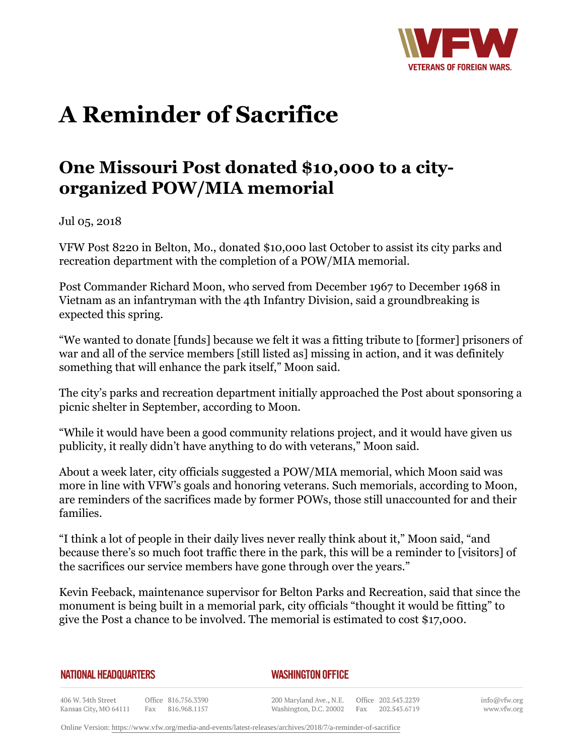# A Reminder of Sacrifice

## One Missouri Post donated $10,000 to a city-organized POW/MIA memorial

Jul 05, 2018

VFW Post 8220 in Belton, Mo., donated $10,000 last October to assist its city parks and recreation department with the completion of a POW/MIA memorial.

Post Commander Richard Moon, who served from December 1967 to December 1968 in Vietnam as an infantryman with the 4th Infantry Division, said a groundbreaking is expected this spring.

"We wanted to donate [funds] because we felt it was a fitting tribute to [former] prisoners of war and all of the service members [still listed as] missing in action, and it was definitely something that will enhance the park itself," Moon said.

The city's parks and recreation department initially approached the Post about sponsoring a picnic shelter in September, according to Moon.

"While it would have been a good community relations project, and it would have given us publicity, it really didn't have anything to do with veterans," Moon said.

About a week later, city officials suggested a POW/MIA memorial, which Moon said was more in line with VFW's goals and honoring veterans. Such memorials, according to Moon, are reminders of the sacrifices made by former POWs, those still unaccounted for and their families.

"I think a lot of people in their daily lives never really think about it," Moon said, "and because there's so much foot traffic there in the park, this will be a reminder to [visitors] of the sacrifices our service members have gone through over the years."

Kevin Feeback, maintenance supervisor for Belton Parks and Recreation, said that since the monument is being built in a memorial park, city officials "thought it would be fitting" to give the Post a chance to be involved. The memorial is estimated to cost $17,000.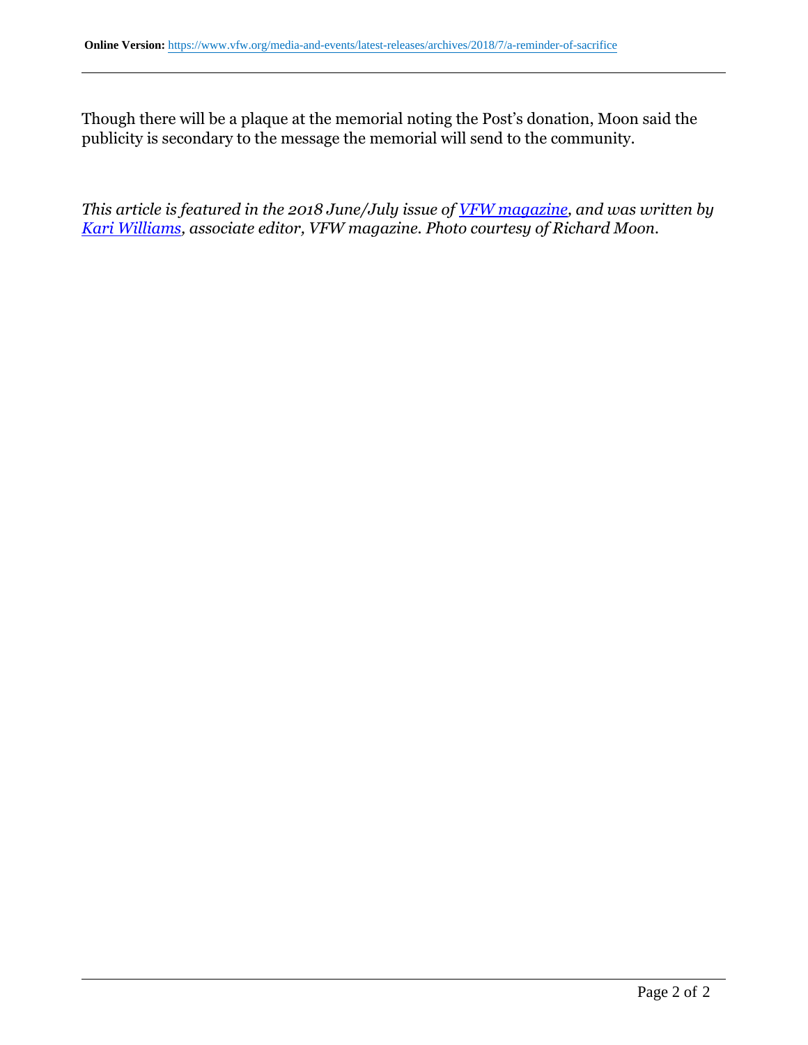Though there will be a plaque at the memorial noting the Post's donation, Moon said the publicity is secondary to the message the memorial will send to the community.

*This article is featured in the 2018 June/July issue of [VFW magazine](), and was written by [Kari Williams](), associate editor, VFW magazine. Photo courtesy of Richard Moon.*